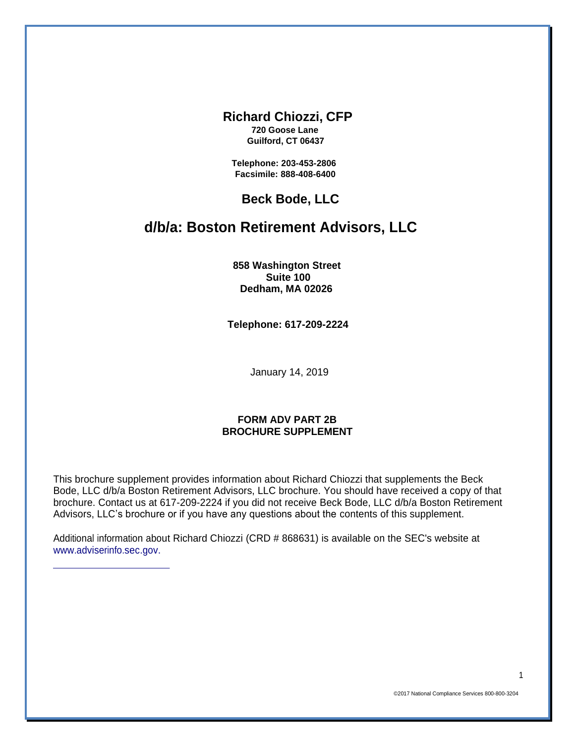# Richard Chiozzi, CFP

**720 Goose Lane**
**Guilford, CT 06437**

**Telephone: 203-453-2806**
**Facsimile: 888-408-6400**

## Beck Bode, LLC

## d/b/a: Boston Retirement Advisors, LLC

**858 Washington Street**
**Suite 100**
**Dedham, MA 02026**

**Telephone: 617-209-2224**

January 14, 2019

**FORM ADV PART 2B**
**BROCHURE SUPPLEMENT**

This brochure supplement provides information about Richard Chiozzi that supplements the Beck Bode, LLC d/b/a Boston Retirement Advisors, LLC brochure. You should have received a copy of that brochure. Contact us at 617-209-2224 if you did not receive Beck Bode, LLC d/b/a Boston Retirement Advisors, LLC's brochure or if you have any questions about the contents of this supplement.

Additional information about Richard Chiozzi (CRD # 868631) is available on the SEC's website at www.adviserinfo.sec.gov.

©2017 National Compliance Services 800-800-3204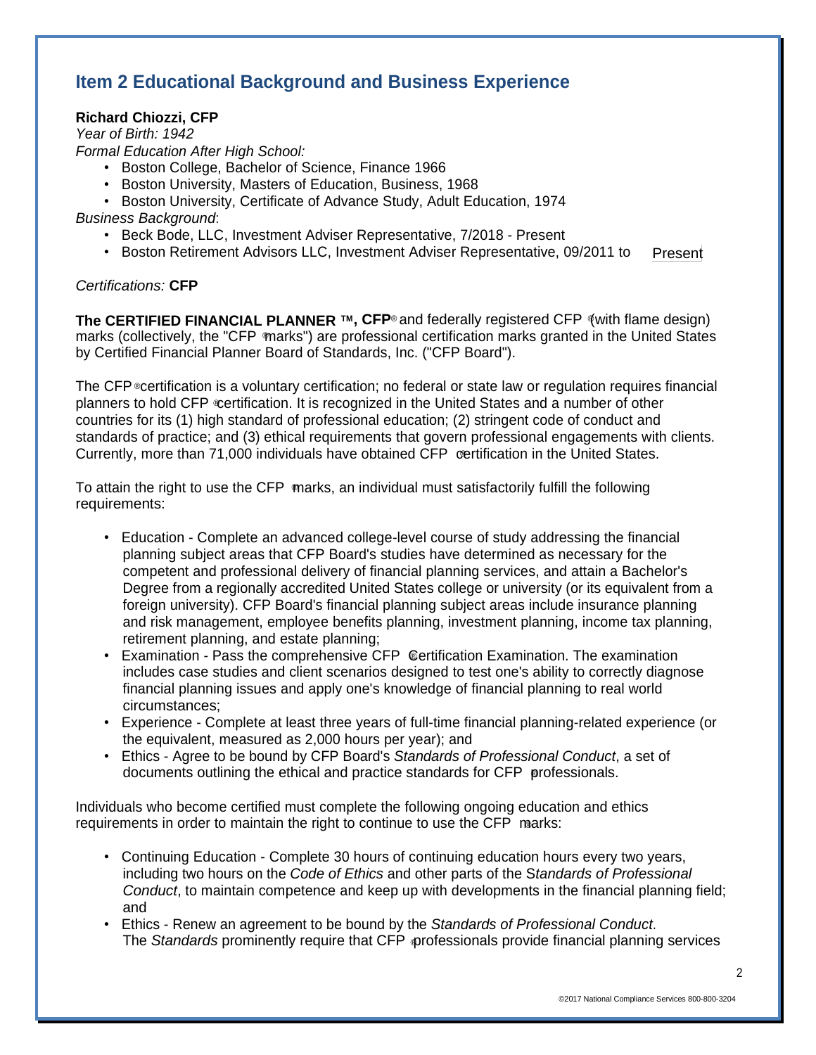## Item 2 Educational Background and Business Experience

**Richard Chiozzi, CFP**

*Year of Birth: 1942*

*Formal Education After High School:*

- Boston College, Bachelor of Science, Finance 1966
- Boston University, Masters of Education, Business, 1968
- Boston University, Certificate of Advance Study, Adult Education, 1974

*Business Background*:

- Beck Bode, LLC, Investment Adviser Representative, 7/2018 - Present
- Boston Retirement Advisors LLC, Investment Adviser Representative, 09/2011 to Present

*Certifications:* **CFP**

**The CERTIFIED FINANCIAL PLANNER ™, CFP®** and federally registered CFP ® (with flame design) marks (collectively, the "CFP ® marks") are professional certification marks granted in the United States by Certified Financial Planner Board of Standards, Inc. ("CFP Board").

The CFP® certification is a voluntary certification; no federal or state law or regulation requires financial planners to hold CFP ® certification. It is recognized in the United States and a number of other countries for its (1) high standard of professional education; (2) stringent code of conduct and standards of practice; and (3) ethical requirements that govern professional engagements with clients. Currently, more than 71,000 individuals have obtained CFP ® certification in the United States.

To attain the right to use the CFP ® marks, an individual must satisfactorily fulfill the following requirements:

- Education - Complete an advanced college-level course of study addressing the financial planning subject areas that CFP Board's studies have determined as necessary for the competent and professional delivery of financial planning services, and attain a Bachelor's Degree from a regionally accredited United States college or university (or its equivalent from a foreign university). CFP Board's financial planning subject areas include insurance planning and risk management, employee benefits planning, investment planning, income tax planning, retirement planning, and estate planning;
- Examination - Pass the comprehensive CFP ® Certification Examination. The examination includes case studies and client scenarios designed to test one's ability to correctly diagnose financial planning issues and apply one's knowledge of financial planning to real world circumstances;
- Experience - Complete at least three years of full-time financial planning-related experience (or the equivalent, measured as 2,000 hours per year); and
- Ethics - Agree to be bound by CFP Board's *Standards of Professional Conduct*, a set of documents outlining the ethical and practice standards for CFP ® professionals.

Individuals who become certified must complete the following ongoing education and ethics requirements in order to maintain the right to continue to use the CFP ® marks:

- Continuing Education - Complete 30 hours of continuing education hours every two years, including two hours on the *Code of Ethics* and other parts of the S*tandards of Professional Conduct*, to maintain competence and keep up with developments in the financial planning field; and
- Ethics - Renew an agreement to be bound by the *Standards of Professional Conduct*. The *Standards* prominently require that CFP ® professionals provide financial planning services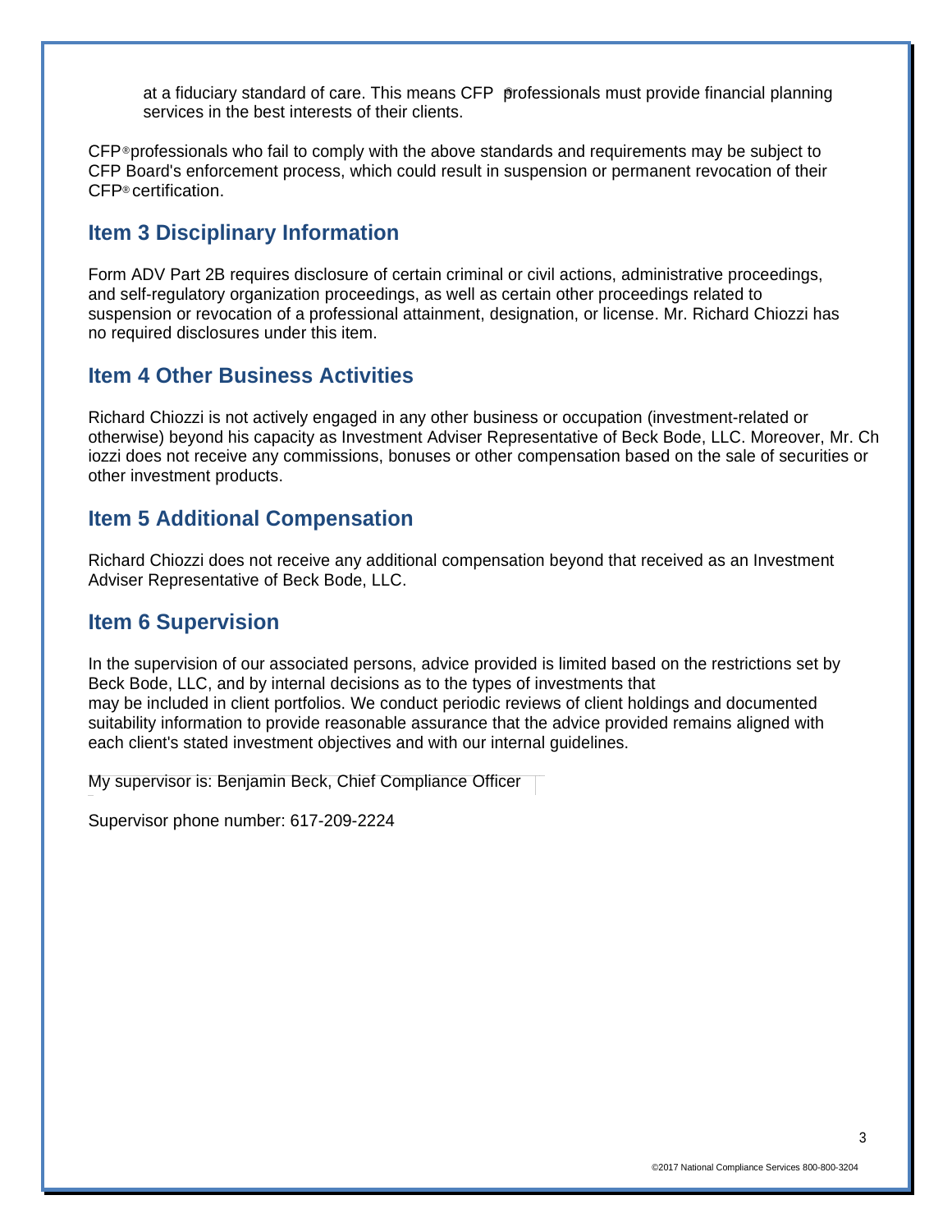at a fiduciary standard of care. This means CFP® professionals must provide financial planning services in the best interests of their clients.

CFP® professionals who fail to comply with the above standards and requirements may be subject to CFP Board's enforcement process, which could result in suspension or permanent revocation of their CFP® certification.

## Item 3 Disciplinary Information

Form ADV Part 2B requires disclosure of certain criminal or civil actions, administrative proceedings, and self-regulatory organization proceedings, as well as certain other proceedings related to suspension or revocation of a professional attainment, designation, or license. Mr. Richard Chiozzi has no required disclosures under this item.

## Item 4 Other Business Activities

Richard Chiozzi is not actively engaged in any other business or occupation (investment-related or otherwise) beyond his capacity as Investment Adviser Representative of Beck Bode, LLC. Moreover, Mr. Chiozzi does not receive any commissions, bonuses or other compensation based on the sale of securities or other investment products.

## Item 5 Additional Compensation

Richard Chiozzi does not receive any additional compensation beyond that received as an Investment Adviser Representative of Beck Bode, LLC.

## Item 6 Supervision

In the supervision of our associated persons, advice provided is limited based on the restrictions set by Beck Bode, LLC, and by internal decisions as to the types of investments that may be included in client portfolios. We conduct periodic reviews of client holdings and documented suitability information to provide reasonable assurance that the advice provided remains aligned with each client's stated investment objectives and with our internal guidelines.

My supervisor is: Benjamin Beck, Chief Compliance Officer

Supervisor phone number: 617-209-2224